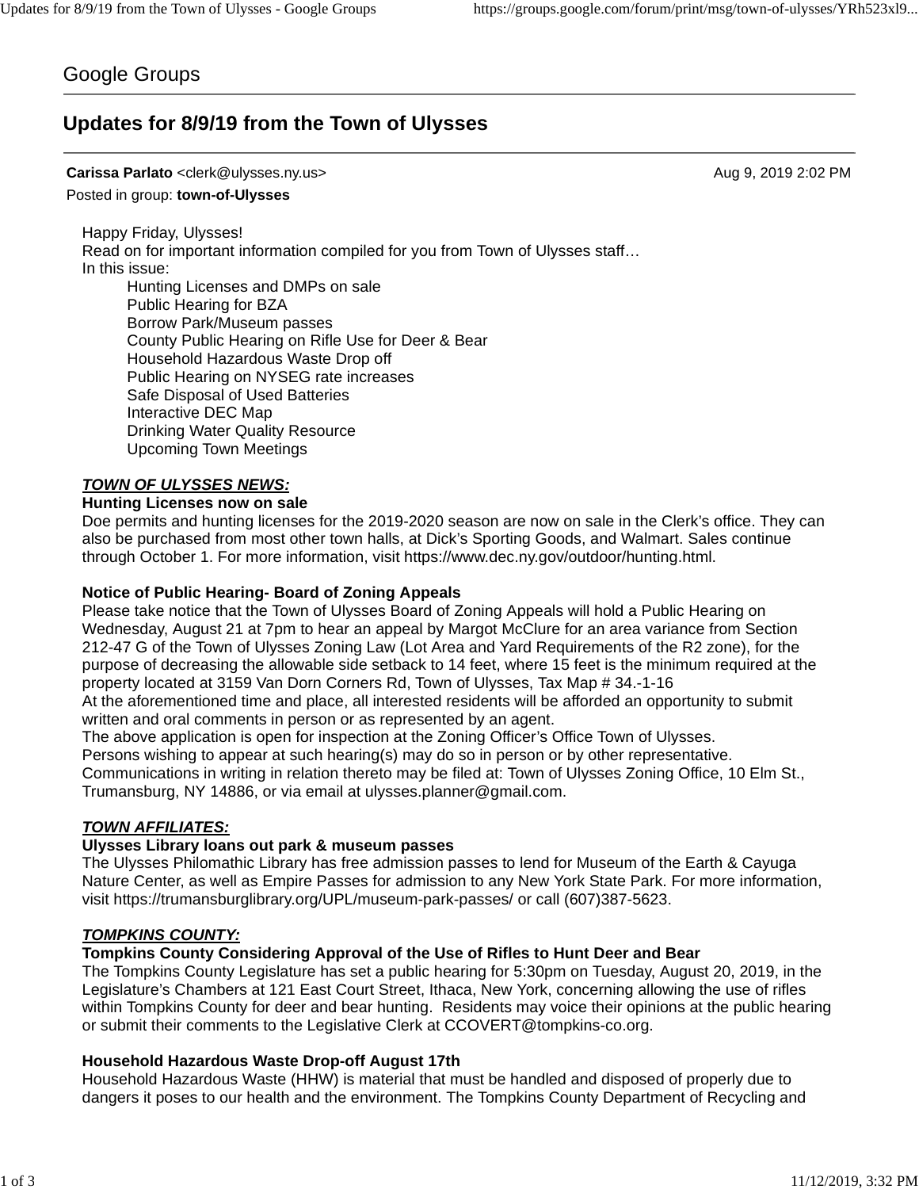Google Groups

# Updates for 8/9/19 from the Town of Ulysses

**Carissa Parlato** <clerk@ulysses.ny.us> Aug 9, 2019 2:02 PM

Posted in group: **town-of-Ulysses**

Happy Friday, Ulysses!
Read on for important information compiled for you from Town of Ulysses staff…
In this issue:

- Hunting Licenses and DMPs on sale
- Public Hearing for BZA
- Borrow Park/Museum passes
- County Public Hearing on Rifle Use for Deer & Bear
- Household Hazardous Waste Drop off
- Public Hearing on NYSEG rate increases
- Safe Disposal of Used Batteries
- Interactive DEC Map
- Drinking Water Quality Resource
- Upcoming Town Meetings

***TOWN OF ULYSSES NEWS:***

**Hunting Licenses now on sale**

Doe permits and hunting licenses for the 2019-2020 season are now on sale in the Clerk's office. They can also be purchased from most other town halls, at Dick's Sporting Goods, and Walmart. Sales continue through October 1. For more information, visit https://www.dec.ny.gov/outdoor/hunting.html.

**Notice of Public Hearing- Board of Zoning Appeals**

Please take notice that the Town of Ulysses Board of Zoning Appeals will hold a Public Hearing on Wednesday, August 21 at 7pm to hear an appeal by Margot McClure for an area variance from Section 212-47 G of the Town of Ulysses Zoning Law (Lot Area and Yard Requirements of the R2 zone), for the purpose of decreasing the allowable side setback to 14 feet, where 15 feet is the minimum required at the property located at 3159 Van Dorn Corners Rd, Town of Ulysses, Tax Map # 34.-1-16
At the aforementioned time and place, all interested residents will be afforded an opportunity to submit written and oral comments in person or as represented by an agent.
The above application is open for inspection at the Zoning Officer's Office Town of Ulysses.
Persons wishing to appear at such hearing(s) may do so in person or by other representative.
Communications in writing in relation thereto may be filed at: Town of Ulysses Zoning Office, 10 Elm St., Trumansburg, NY 14886, or via email at ulysses.planner@gmail.com.

***TOWN AFFILIATES:***

**Ulysses Library loans out park & museum passes**

The Ulysses Philomathic Library has free admission passes to lend for Museum of the Earth & Cayuga Nature Center, as well as Empire Passes for admission to any New York State Park. For more information, visit https://trumansburglibrary.org/UPL/museum-park-passes/ or call (607)387-5623.

***TOMPKINS COUNTY:***

**Tompkins County Considering Approval of the Use of Rifles to Hunt Deer and Bear**

The Tompkins County Legislature has set a public hearing for 5:30pm on Tuesday, August 20, 2019, in the Legislature's Chambers at 121 East Court Street, Ithaca, New York, concerning allowing the use of rifles within Tompkins County for deer and bear hunting. Residents may voice their opinions at the public hearing or submit their comments to the Legislative Clerk at CCOVERT@tompkins-co.org.

**Household Hazardous Waste Drop-off August 17th**

Household Hazardous Waste (HHW) is material that must be handled and disposed of properly due to dangers it poses to our health and the environment. The Tompkins County Department of Recycling and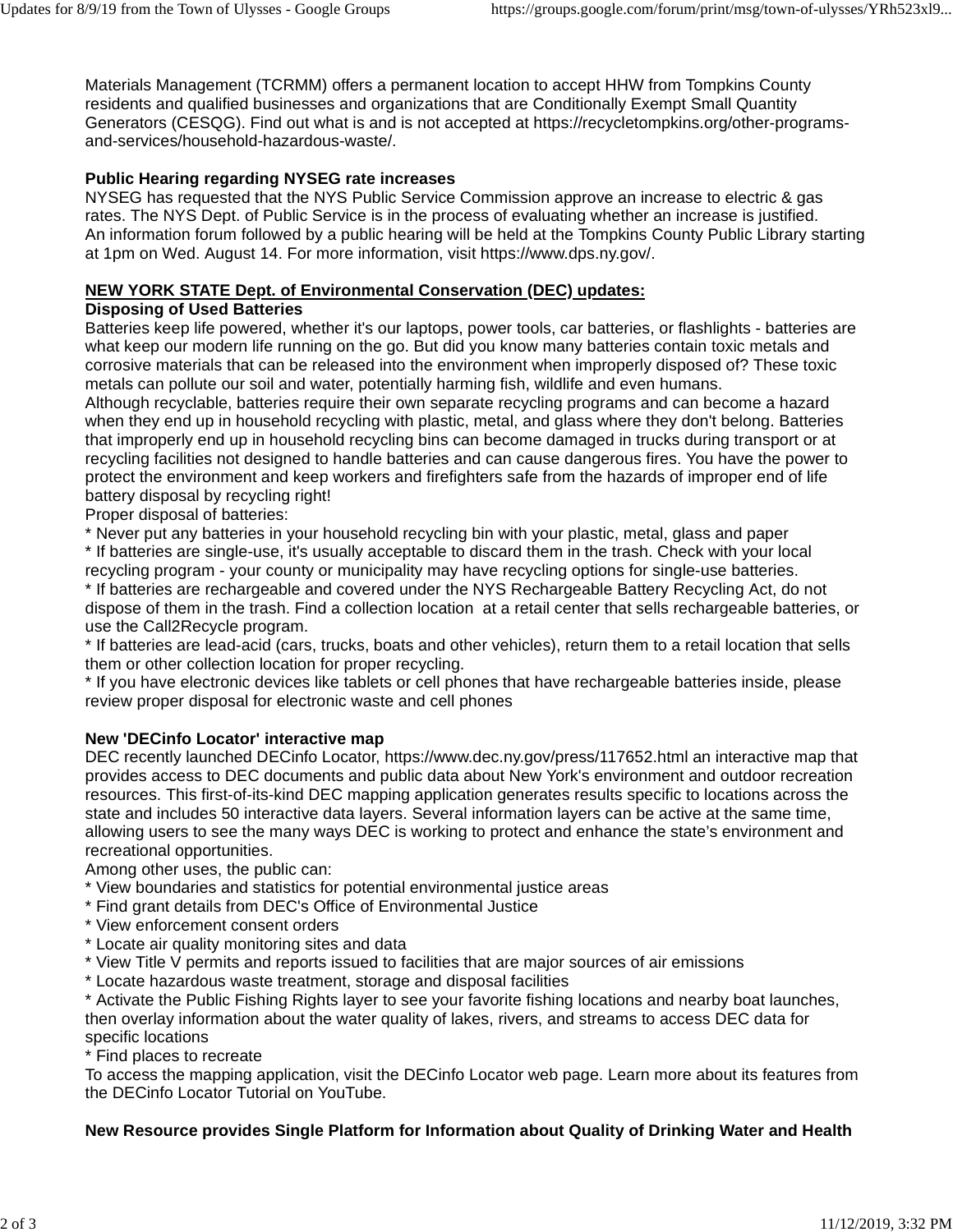Materials Management (TCRMM) offers a permanent location to accept HHW from Tompkins County residents and qualified businesses and organizations that are Conditionally Exempt Small Quantity Generators (CESQG). Find out what is and is not accepted at https://recycletompkins.org/other-programs-and-services/household-hazardous-waste/.

**Public Hearing regarding NYSEG rate increases**
NYSEG has requested that the NYS Public Service Commission approve an increase to electric & gas rates. The NYS Dept. of Public Service is in the process of evaluating whether an increase is justified. An information forum followed by a public hearing will be held at the Tompkins County Public Library starting at 1pm on Wed. August 14. For more information, visit https://www.dps.ny.gov/.

**NEW YORK STATE Dept. of Environmental Conservation (DEC) updates:**

**Disposing of Used Batteries**
Batteries keep life powered, whether it's our laptops, power tools, car batteries, or flashlights - batteries are what keep our modern life running on the go. But did you know many batteries contain toxic metals and corrosive materials that can be released into the environment when improperly disposed of? These toxic metals can pollute our soil and water, potentially harming fish, wildlife and even humans.
Although recyclable, batteries require their own separate recycling programs and can become a hazard when they end up in household recycling with plastic, metal, and glass where they don't belong. Batteries that improperly end up in household recycling bins can become damaged in trucks during transport or at recycling facilities not designed to handle batteries and can cause dangerous fires. You have the power to protect the environment and keep workers and firefighters safe from the hazards of improper end of life battery disposal by recycling right!
Proper disposal of batteries:

* Never put any batteries in your household recycling bin with your plastic, metal, glass and paper
* If batteries are single-use, it's usually acceptable to discard them in the trash. Check with your local recycling program - your county or municipality may have recycling options for single-use batteries.
* If batteries are rechargeable and covered under the NYS Rechargeable Battery Recycling Act, do not dispose of them in the trash. Find a collection location at a retail center that sells rechargeable batteries, or use the Call2Recycle program.
* If batteries are lead-acid (cars, trucks, boats and other vehicles), return them to a retail location that sells them or other collection location for proper recycling.
* If you have electronic devices like tablets or cell phones that have rechargeable batteries inside, please review proper disposal for electronic waste and cell phones

**New 'DECinfo Locator' interactive map**
DEC recently launched DECinfo Locator, https://www.dec.ny.gov/press/117652.html an interactive map that provides access to DEC documents and public data about New York's environment and outdoor recreation resources. This first-of-its-kind DEC mapping application generates results specific to locations across the state and includes 50 interactive data layers. Several information layers can be active at the same time, allowing users to see the many ways DEC is working to protect and enhance the state's environment and recreational opportunities.
Among other uses, the public can:

* View boundaries and statistics for potential environmental justice areas
* Find grant details from DEC's Office of Environmental Justice
* View enforcement consent orders
* Locate air quality monitoring sites and data
* View Title V permits and reports issued to facilities that are major sources of air emissions
* Locate hazardous waste treatment, storage and disposal facilities
* Activate the Public Fishing Rights layer to see your favorite fishing locations and nearby boat launches, then overlay information about the water quality of lakes, rivers, and streams to access DEC data for specific locations
* Find places to recreate

To access the mapping application, visit the DECinfo Locator web page. Learn more about its features from the DECinfo Locator Tutorial on YouTube.

**New Resource provides Single Platform for Information about Quality of Drinking Water and Health**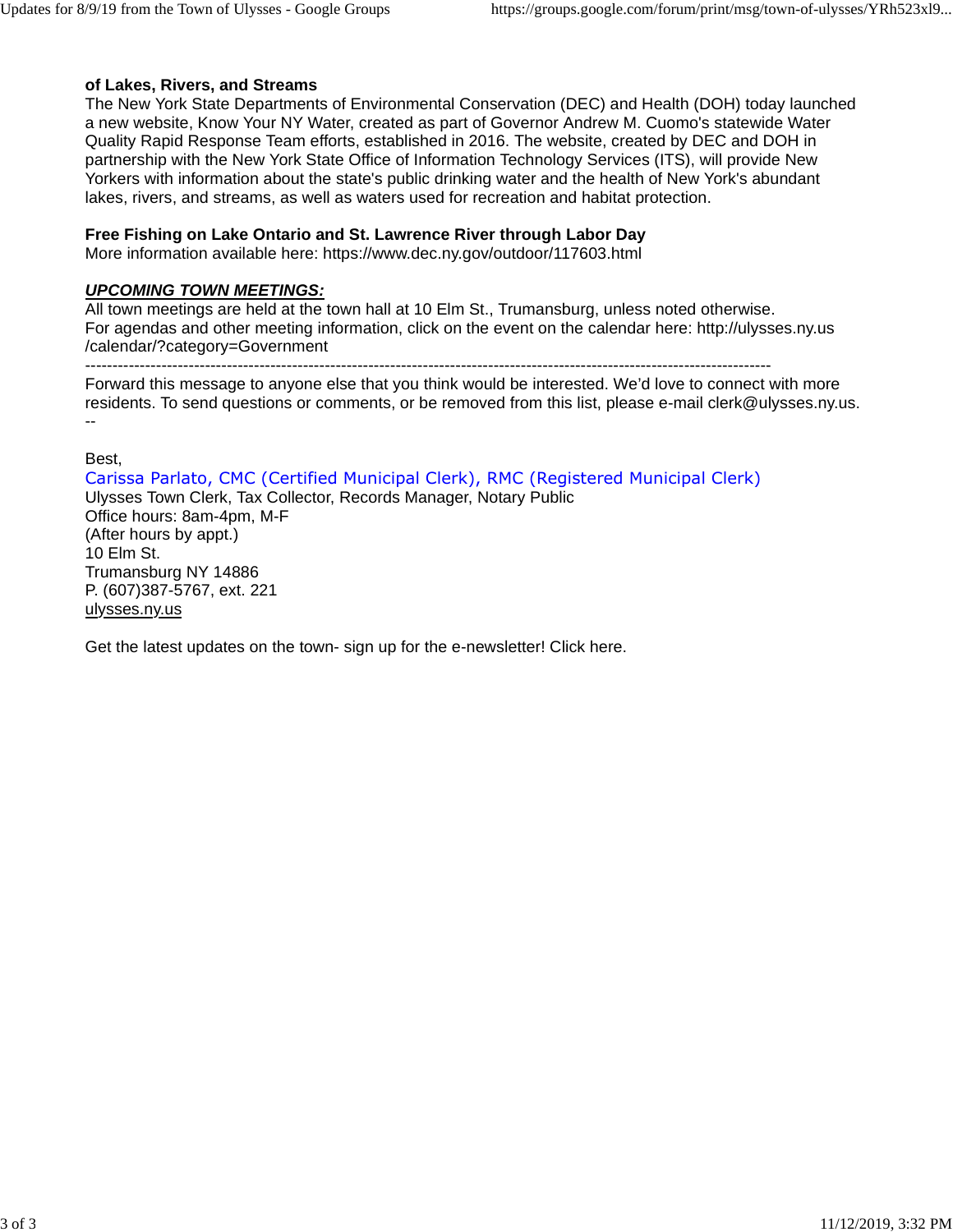**of Lakes, Rivers, and Streams**
The New York State Departments of Environmental Conservation (DEC) and Health (DOH) today launched a new website, Know Your NY Water, created as part of Governor Andrew M. Cuomo's statewide Water Quality Rapid Response Team efforts, established in 2016. The website, created by DEC and DOH in partnership with the New York State Office of Information Technology Services (ITS), will provide New Yorkers with information about the state's public drinking water and the health of New York's abundant lakes, rivers, and streams, as well as waters used for recreation and habitat protection.

**Free Fishing on Lake Ontario and St. Lawrence River through Labor Day**
More information available here: https://www.dec.ny.gov/outdoor/117603.html

***UPCOMING TOWN MEETINGS:***
All town meetings are held at the town hall at 10 Elm St., Trumansburg, unless noted otherwise.
For agendas and other meeting information, click on the event on the calendar here: http://ulysses.ny.us/calendar/?category=Government

---

Forward this message to anyone else that you think would be interested. We'd love to connect with more residents. To send questions or comments, or be removed from this list, please e-mail clerk@ulysses.ny.us.
--

Best,
Carissa Parlato, CMC (Certified Municipal Clerk), RMC (Registered Municipal Clerk)
Ulysses Town Clerk, Tax Collector, Records Manager, Notary Public
Office hours: 8am-4pm, M-F
(After hours by appt.)
10 Elm St.
Trumansburg NY 14886
P. (607)387-5767, ext. 221
ulysses.ny.us

Get the latest updates on the town- sign up for the e-newsletter! Click here.